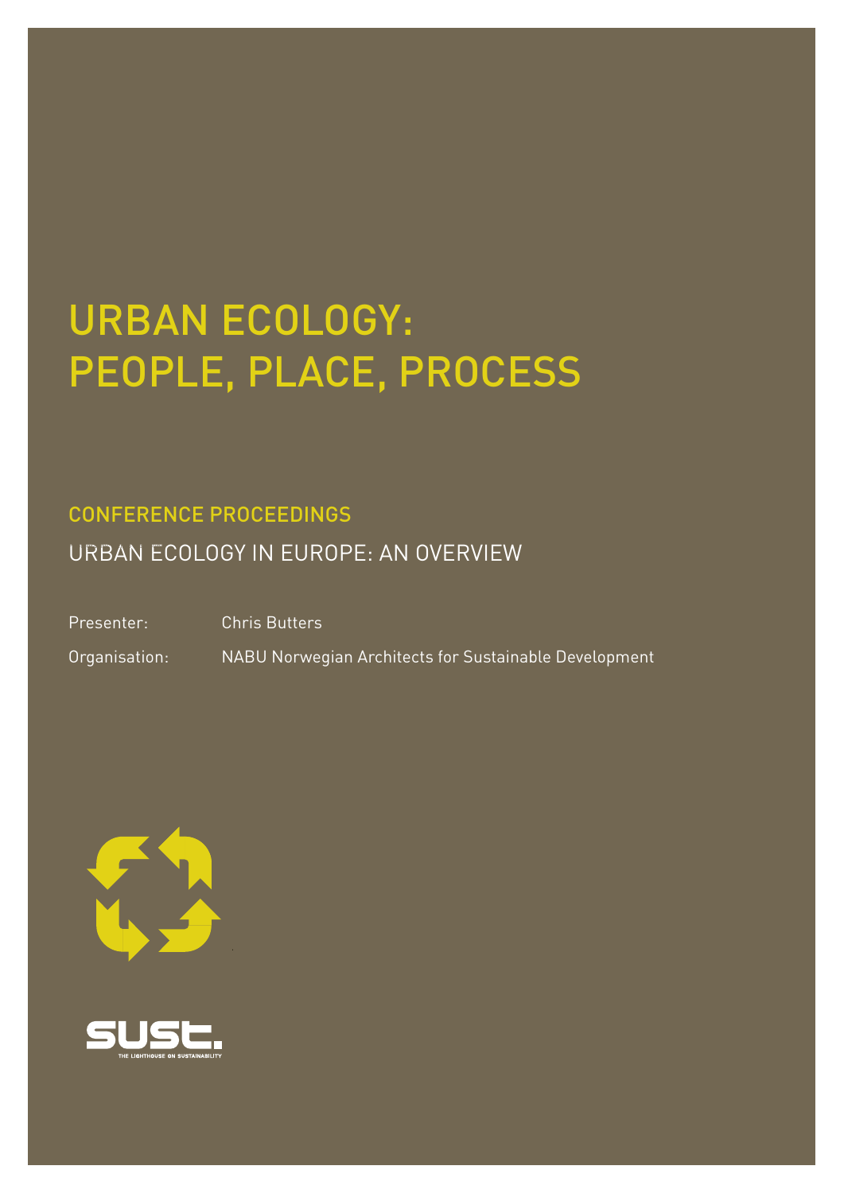# URBAN ECOLOGY: PEOPLE, PLACE, PROCESS

## CONFERENCE PROCEEDINGS

URBAN ECOLOGY IN EUROPE: AN OVERVIEW

Presenter: Chris Butters

Organisation: NABU Norwegian Architects for Sustainable Development

SUST. THE LIGHTHOUSE ON SUSTAINABILITY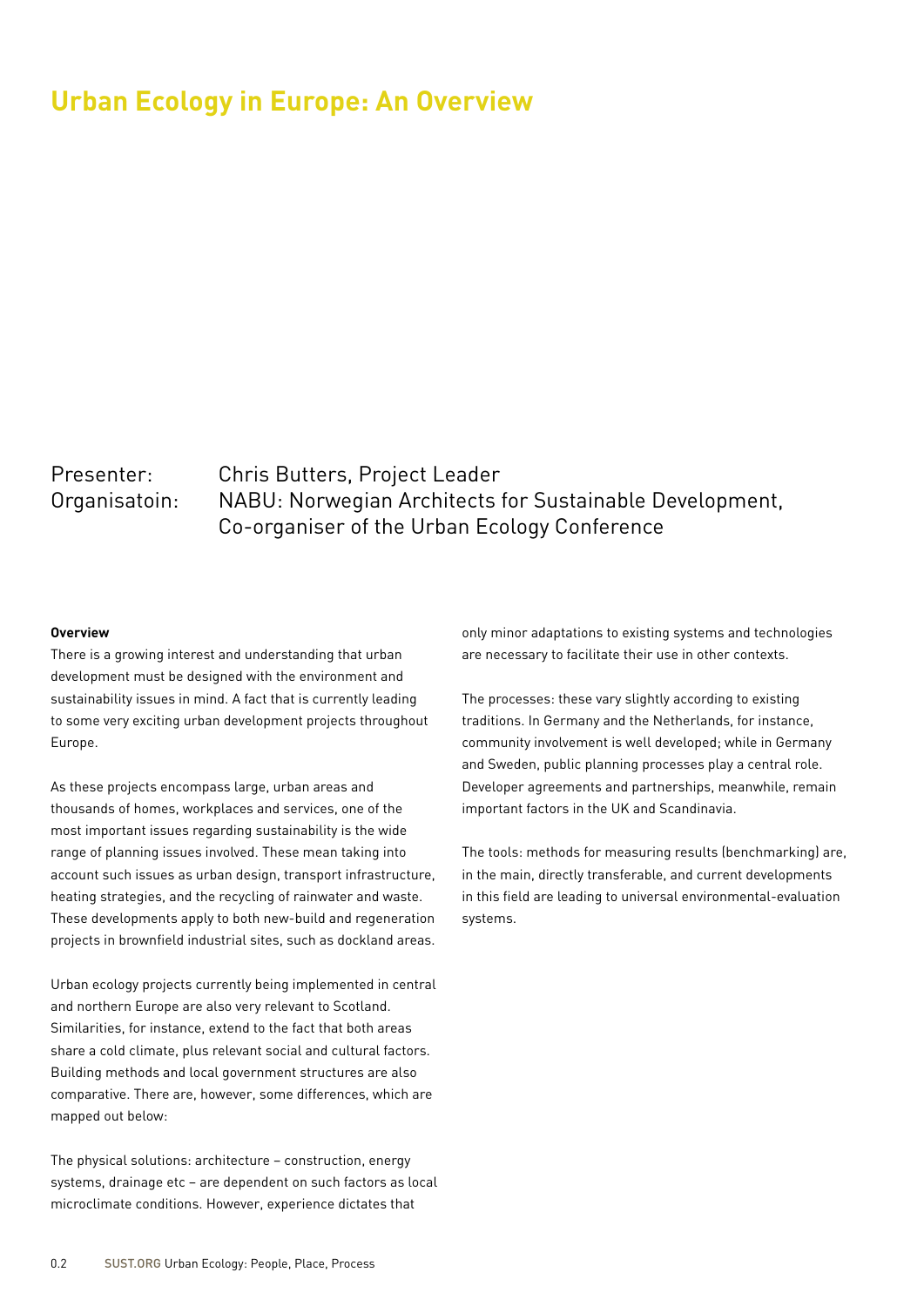# Urban Ecology in Europe: An Overview

Presenter: Chris Butters, Project Leader
Organisatoin: NABU: Norwegian Architects for Sustainable Development, Co-organiser of the Urban Ecology Conference

**Overview**

There is a growing interest and understanding that urban development must be designed with the environment and sustainability issues in mind. A fact that is currently leading to some very exciting urban development projects throughout Europe.

As these projects encompass large, urban areas and thousands of homes, workplaces and services, one of the most important issues regarding sustainability is the wide range of planning issues involved. These mean taking into account such issues as urban design, transport infrastructure, heating strategies, and the recycling of rainwater and waste. These developments apply to both new-build and regeneration projects in brownfield industrial sites, such as dockland areas.

Urban ecology projects currently being implemented in central and northern Europe are also very relevant to Scotland. Similarities, for instance, extend to the fact that both areas share a cold climate, plus relevant social and cultural factors. Building methods and local government structures are also comparative. There are, however, some differences, which are mapped out below:

The physical solutions: architecture – construction, energy systems, drainage etc – are dependent on such factors as local microclimate conditions. However, experience dictates that only minor adaptations to existing systems and technologies are necessary to facilitate their use in other contexts.

The processes: these vary slightly according to existing traditions. In Germany and the Netherlands, for instance, community involvement is well developed; while in Germany and Sweden, public planning processes play a central role. Developer agreements and partnerships, meanwhile, remain important factors in the UK and Scandinavia.

The tools: methods for measuring results (benchmarking) are, in the main, directly transferable, and current developments in this field are leading to universal environmental-evaluation systems.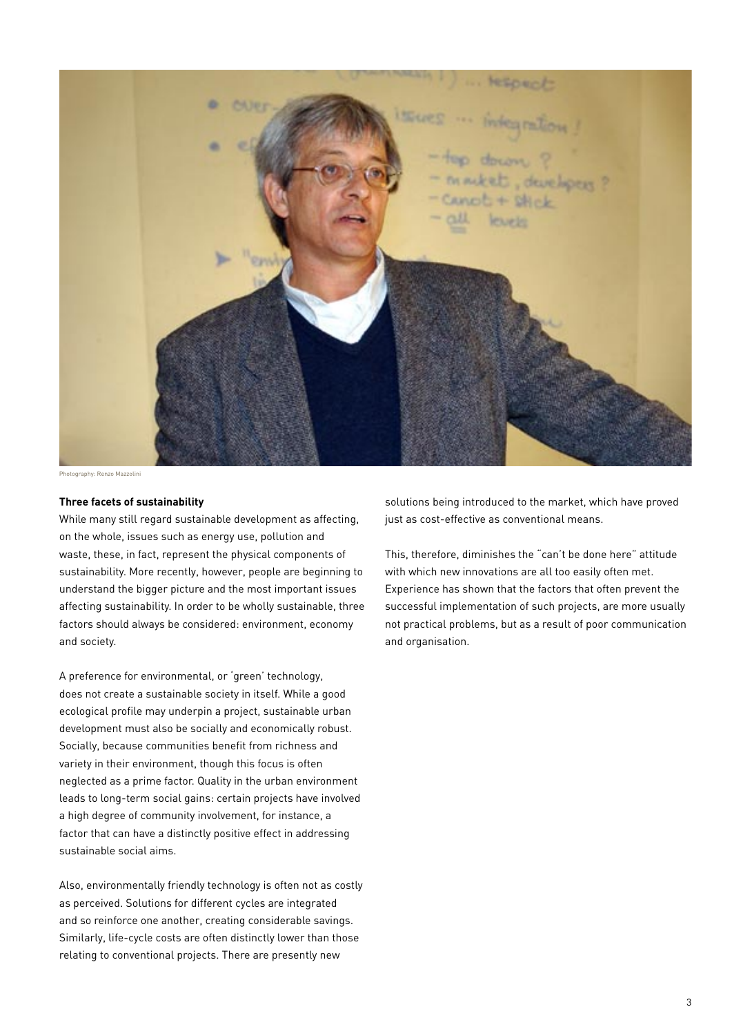Photography: Renzo Mazzolini

### Three facets of sustainability

While many still regard sustainable development as affecting, on the whole, issues such as energy use, pollution and waste, these, in fact, represent the physical components of sustainability. More recently, however, people are beginning to understand the bigger picture and the most important issues affecting sustainability. In order to be wholly sustainable, three factors should always be considered: environment, economy and society.

A preference for environmental, or 'green' technology, does not create a sustainable society in itself. While a good ecological profile may underpin a project, sustainable urban development must also be socially and economically robust. Socially, because communities benefit from richness and variety in their environment, though this focus is often neglected as a prime factor. Quality in the urban environment leads to long-term social gains: certain projects have involved a high degree of community involvement, for instance, a factor that can have a distinctly positive effect in addressing sustainable social aims.

Also, environmentally friendly technology is often not as costly as perceived. Solutions for different cycles are integrated and so reinforce one another, creating considerable savings. Similarly, life-cycle costs are often distinctly lower than those relating to conventional projects. There are presently new solutions being introduced to the market, which have proved just as cost-effective as conventional means.

This, therefore, diminishes the "can't be done here" attitude with which new innovations are all too easily often met. Experience has shown that the factors that often prevent the successful implementation of such projects, are more usually not practical problems, but as a result of poor communication and organisation.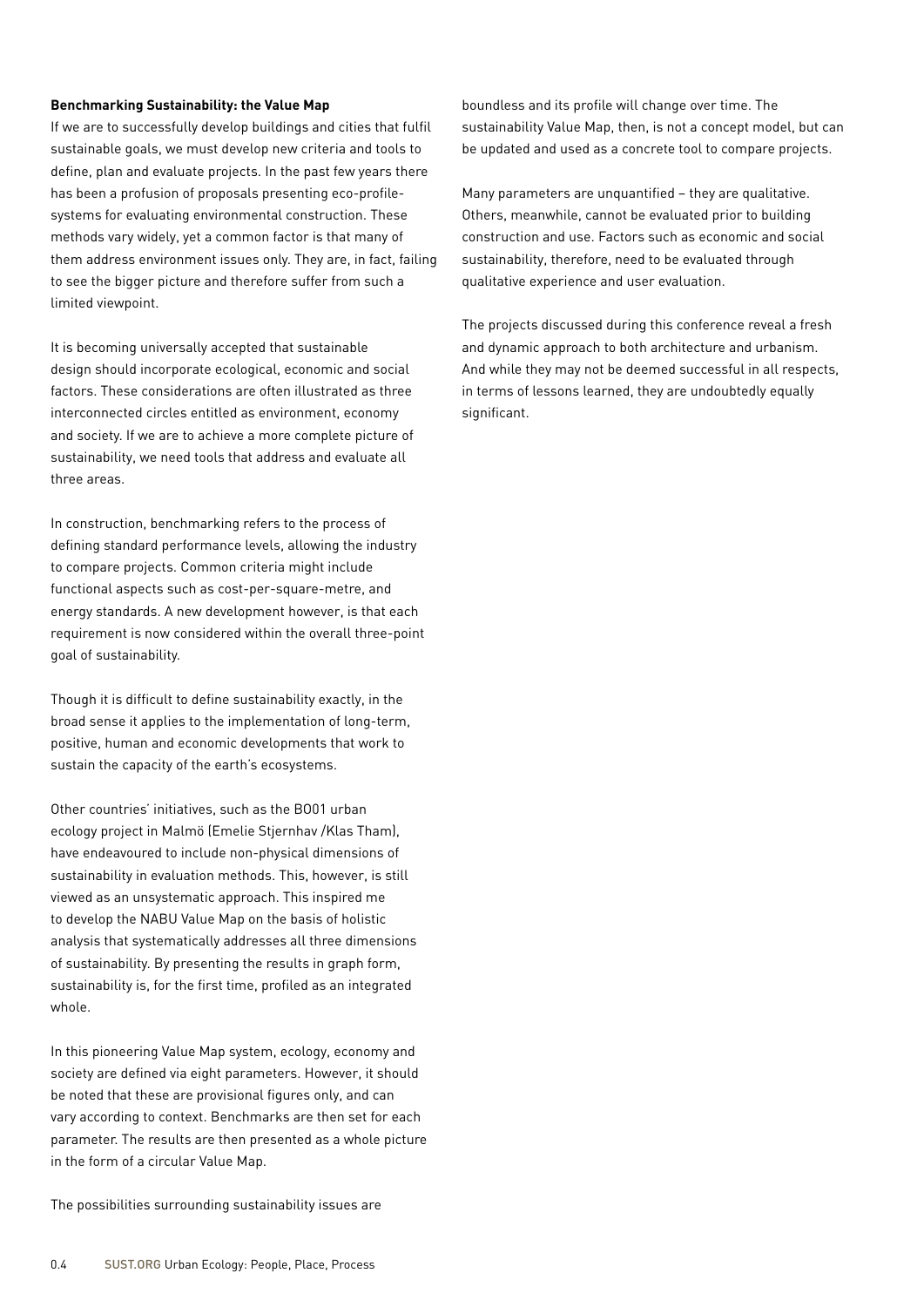**Benchmarking Sustainability: the Value Map**

If we are to successfully develop buildings and cities that fulfil sustainable goals, we must develop new criteria and tools to define, plan and evaluate projects. In the past few years there has been a profusion of proposals presenting eco-profile-systems for evaluating environmental construction. These methods vary widely, yet a common factor is that many of them address environment issues only. They are, in fact, failing to see the bigger picture and therefore suffer from such a limited viewpoint.

It is becoming universally accepted that sustainable design should incorporate ecological, economic and social factors. These considerations are often illustrated as three interconnected circles entitled as environment, economy and society. If we are to achieve a more complete picture of sustainability, we need tools that address and evaluate all three areas.

In construction, benchmarking refers to the process of defining standard performance levels, allowing the industry to compare projects. Common criteria might include functional aspects such as cost-per-square-metre, and energy standards. A new development however, is that each requirement is now considered within the overall three-point goal of sustainability.

Though it is difficult to define sustainability exactly, in the broad sense it applies to the implementation of long-term, positive, human and economic developments that work to sustain the capacity of the earth's ecosystems.

Other countries' initiatives, such as the BO01 urban ecology project in Malmö (Emelie Stjernhav /Klas Tham), have endeavoured to include non-physical dimensions of sustainability in evaluation methods. This, however, is still viewed as an unsystematic approach. This inspired me to develop the NABU Value Map on the basis of holistic analysis that systematically addresses all three dimensions of sustainability. By presenting the results in graph form, sustainability is, for the first time, profiled as an integrated whole.

In this pioneering Value Map system, ecology, economy and society are defined via eight parameters. However, it should be noted that these are provisional figures only, and can vary according to context. Benchmarks are then set for each parameter. The results are then presented as a whole picture in the form of a circular Value Map.

The possibilities surrounding sustainability issues are boundless and its profile will change over time. The sustainability Value Map, then, is not a concept model, but can be updated and used as a concrete tool to compare projects.

Many parameters are unquantified – they are qualitative. Others, meanwhile, cannot be evaluated prior to building construction and use. Factors such as economic and social sustainability, therefore, need to be evaluated through qualitative experience and user evaluation.

The projects discussed during this conference reveal a fresh and dynamic approach to both architecture and urbanism. And while they may not be deemed successful in all respects, in terms of lessons learned, they are undoubtedly equally significant.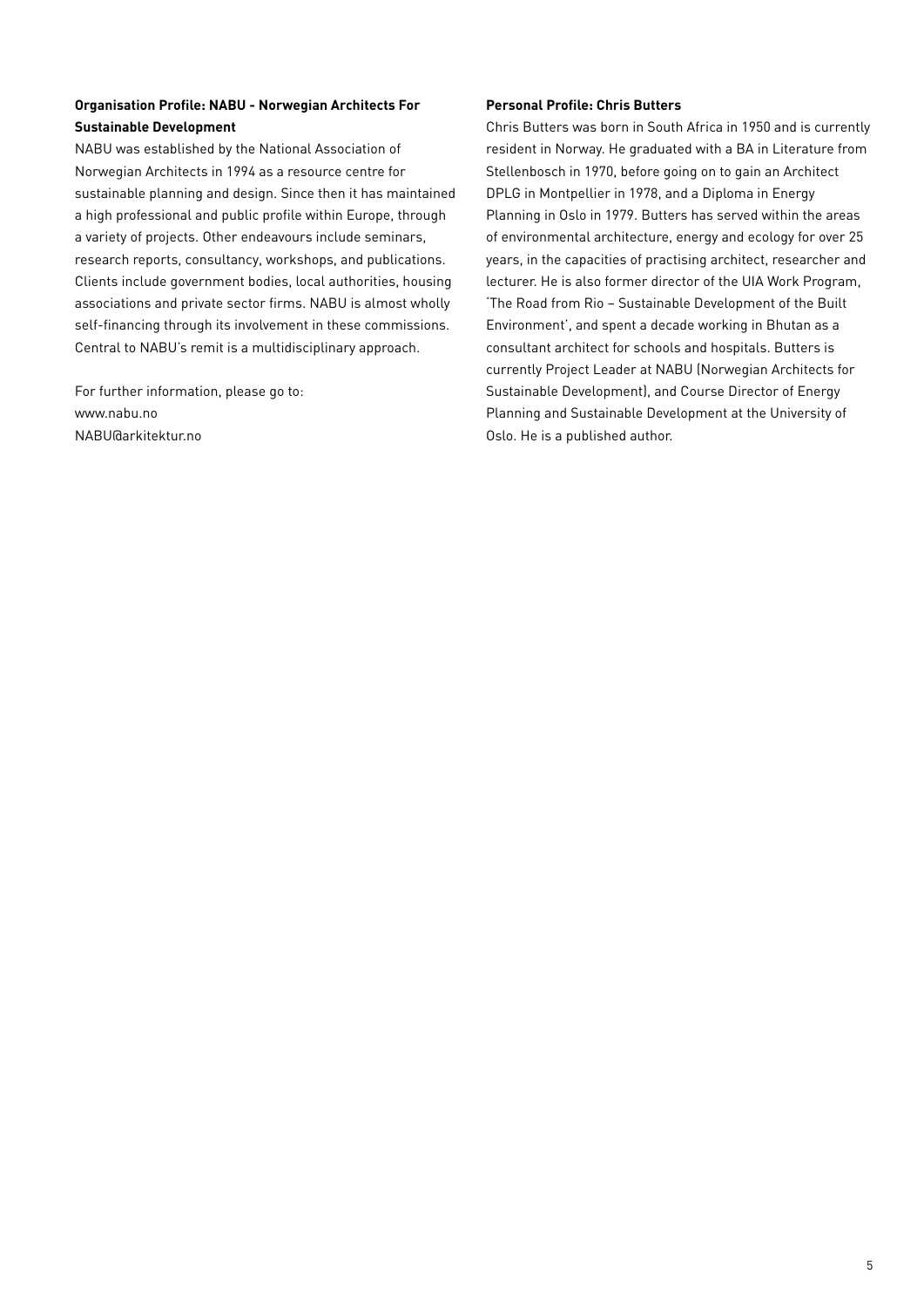**Organisation Profile: NABU - Norwegian Architects For Sustainable Development**

NABU was established by the National Association of Norwegian Architects in 1994 as a resource centre for sustainable planning and design. Since then it has maintained a high professional and public profile within Europe, through a variety of projects. Other endeavours include seminars, research reports, consultancy, workshops, and publications. Clients include government bodies, local authorities, housing associations and private sector firms. NABU is almost wholly self-financing through its involvement in these commissions. Central to NABU's remit is a multidisciplinary approach.

For further information, please go to:
www.nabu.no
NABU@arkitektur.no

**Personal Profile: Chris Butters**

Chris Butters was born in South Africa in 1950 and is currently resident in Norway. He graduated with a BA in Literature from Stellenbosch in 1970, before going on to gain an Architect DPLG in Montpellier in 1978, and a Diploma in Energy Planning in Oslo in 1979. Butters has served within the areas of environmental architecture, energy and ecology for over 25 years, in the capacities of practising architect, researcher and lecturer. He is also former director of the UIA Work Program, 'The Road from Rio – Sustainable Development of the Built Environment', and spent a decade working in Bhutan as a consultant architect for schools and hospitals. Butters is currently Project Leader at NABU (Norwegian Architects for Sustainable Development), and Course Director of Energy Planning and Sustainable Development at the University of Oslo. He is a published author.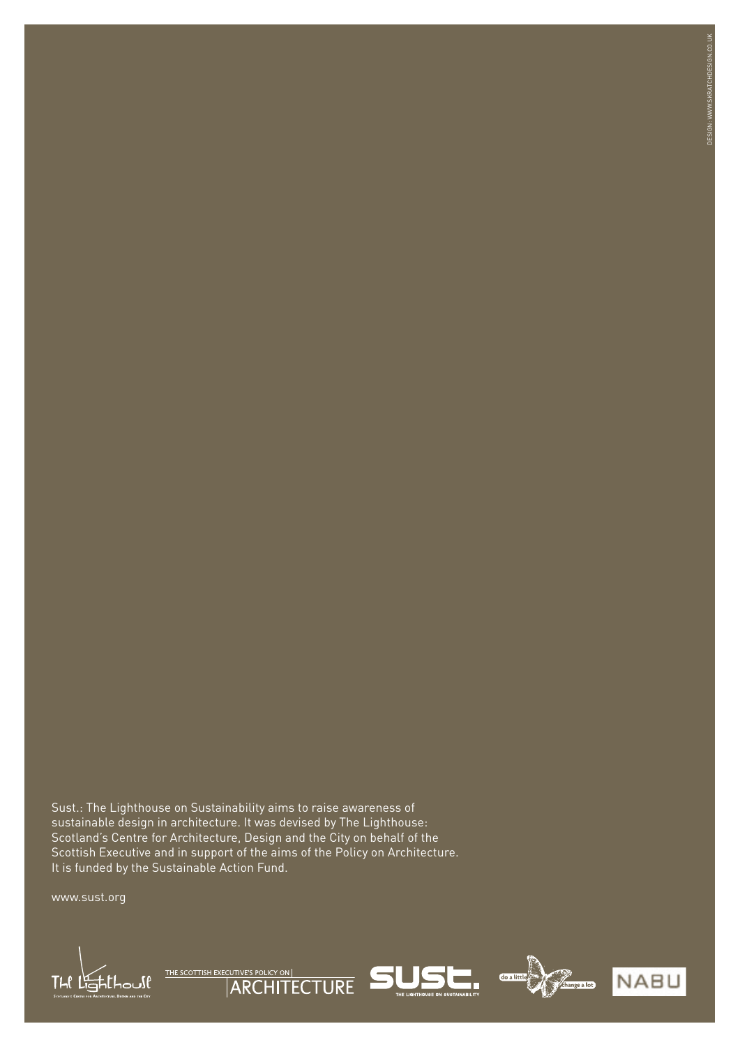Sust.: The Lighthouse on Sustainability aims to raise awareness of sustainable design in architecture. It was devised by The Lighthouse: Scotland's Centre for Architecture, Design and the City on behalf of the Scottish Executive and in support of the aims of the Policy on Architecture. It is funded by the Sustainable Action Fund.

www.sust.org